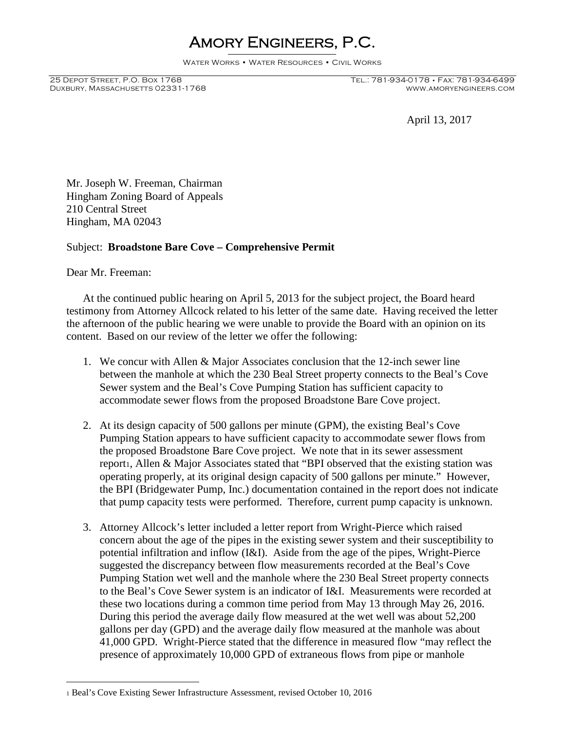# Amory Engineers, P.C.

Water Works • Water Resources • Civil Works

25 Depot Street, P.O. Box 1768
Duxbury, Massachusetts 02331-1768

Tel.: 781-934-0178 • Fax: 781-934-6499
www.amoryengineers.com

April 13, 2017

Mr. Joseph W. Freeman, Chairman
Hingham Zoning Board of Appeals
210 Central Street
Hingham, MA 02043

Subject: **Broadstone Bare Cove – Comprehensive Permit**

Dear Mr. Freeman:

At the continued public hearing on April 5, 2013 for the subject project, the Board heard testimony from Attorney Allcock related to his letter of the same date. Having received the letter the afternoon of the public hearing we were unable to provide the Board with an opinion on its content. Based on our review of the letter we offer the following:

1. We concur with Allen & Major Associates conclusion that the 12-inch sewer line between the manhole at which the 230 Beal Street property connects to the Beal's Cove Sewer system and the Beal's Cove Pumping Station has sufficient capacity to accommodate sewer flows from the proposed Broadstone Bare Cove project.

2. At its design capacity of 500 gallons per minute (GPM), the existing Beal's Cove Pumping Station appears to have sufficient capacity to accommodate sewer flows from the proposed Broadstone Bare Cove project. We note that in its sewer assessment report[1], Allen & Major Associates stated that "BPI observed that the existing station was operating properly, at its original design capacity of 500 gallons per minute." However, the BPI (Bridgewater Pump, Inc.) documentation contained in the report does not indicate that pump capacity tests were performed. Therefore, current pump capacity is unknown.

3. Attorney Allcock's letter included a letter report from Wright-Pierce which raised concern about the age of the pipes in the existing sewer system and their susceptibility to potential infiltration and inflow (I&I). Aside from the age of the pipes, Wright-Pierce suggested the discrepancy between flow measurements recorded at the Beal's Cove Pumping Station wet well and the manhole where the 230 Beal Street property connects to the Beal's Cove Sewer system is an indicator of I&I. Measurements were recorded at these two locations during a common time period from May 13 through May 26, 2016. During this period the average daily flow measured at the wet well was about 52,200 gallons per day (GPD) and the average daily flow measured at the manhole was about 41,000 GPD. Wright-Pierce stated that the difference in measured flow "may reflect the presence of approximately 10,000 GPD of extraneous flows from pipe or manhole

---

[1] Beal's Cove Existing Sewer Infrastructure Assessment, revised October 10, 2016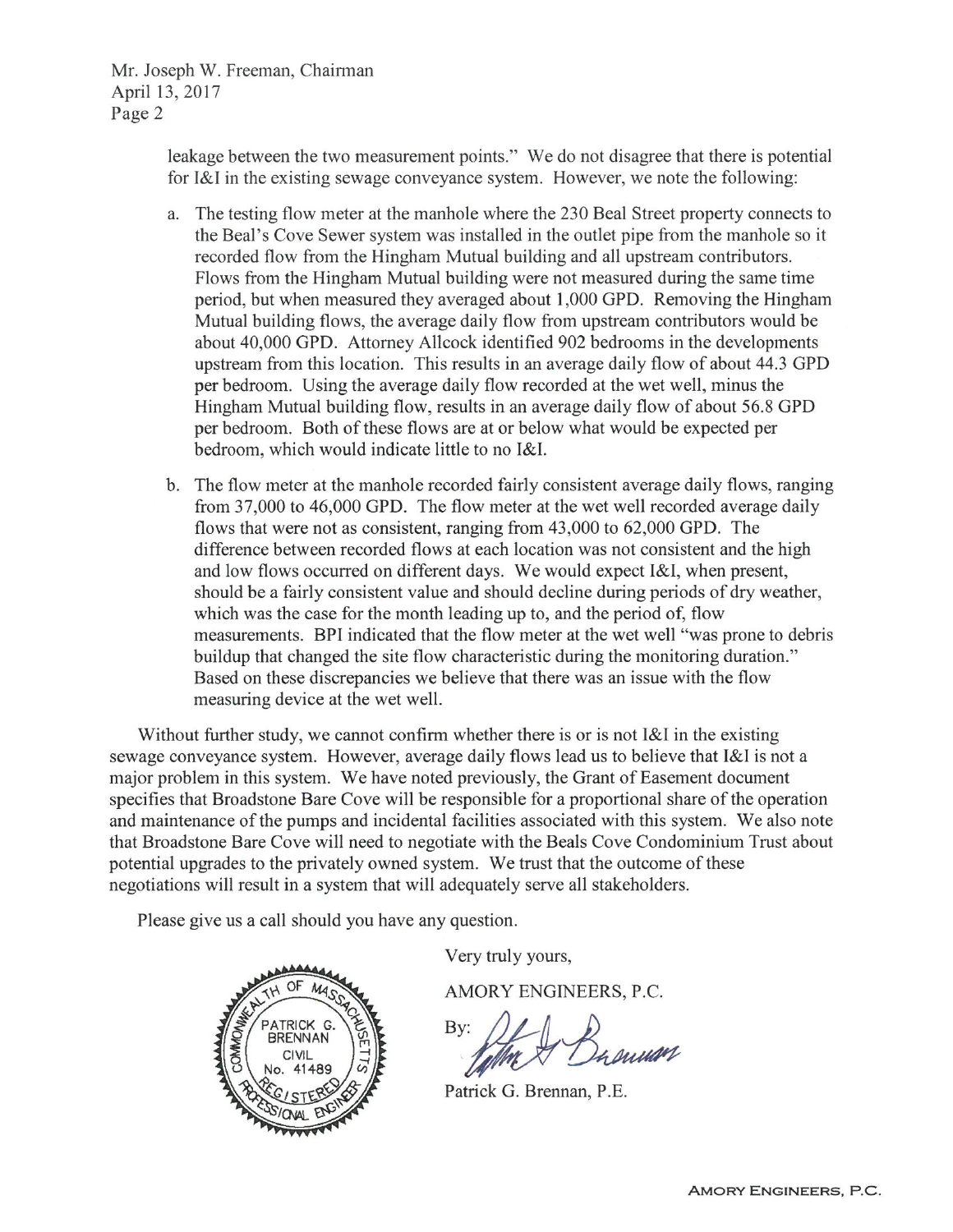leakage between the two measurement points." We do not disagree that there is potential for I&I in the existing sewage conveyance system. However, we note the following:

a. The testing flow meter at the manhole where the 230 Beal Street property connects to the Beal's Cove Sewer system was installed in the outlet pipe from the manhole so it recorded flow from the Hingham Mutual building and all upstream contributors. Flows from the Hingham Mutual building were not measured during the same time period, but when measured they averaged about 1,000 GPD. Removing the Hingham Mutual building flows, the average daily flow from upstream contributors would be about 40,000 GPD. Attorney Allcock identified 902 bedrooms in the developments upstream from this location. This results in an average daily flow of about 44.3 GPD per bedroom. Using the average daily flow recorded at the wet well, minus the Hingham Mutual building flow, results in an average daily flow of about 56.8 GPD per bedroom. Both of these flows are at or below what would be expected per bedroom, which would indicate little to no I&I.

b. The flow meter at the manhole recorded fairly consistent average daily flows, ranging from 37,000 to 46,000 GPD. The flow meter at the wet well recorded average daily flows that were not as consistent, ranging from 43,000 to 62,000 GPD. The difference between recorded flows at each location was not consistent and the high and low flows occurred on different days. We would expect I&I, when present, should be a fairly consistent value and should decline during periods of dry weather, which was the case for the month leading up to, and the period of, flow measurements. BPI indicated that the flow meter at the wet well "was prone to debris buildup that changed the site flow characteristic during the monitoring duration." Based on these discrepancies we believe that there was an issue with the flow measuring device at the wet well.

Without further study, we cannot confirm whether there is or is not I&I in the existing sewage conveyance system. However, average daily flows lead us to believe that I&I is not a major problem in this system. We have noted previously, the Grant of Easement document specifies that Broadstone Bare Cove will be responsible for a proportional share of the operation and maintenance of the pumps and incidental facilities associated with this system. We also note that Broadstone Bare Cove will need to negotiate with the Beals Cove Condominium Trust about potential upgrades to the privately owned system. We trust that the outcome of these negotiations will result in a system that will adequately serve all stakeholders.

Please give us a call should you have any question.

Very truly yours,

AMORY ENGINEERS, P.C.

By: *[signature]*

Patrick G. Brennan, P.E.

COMMONWEALTH OF MASSACHUSETTS
PATRICK G. BRENNAN
CIVIL
No. 41489
REGISTERED PROFESSIONAL ENGINEER